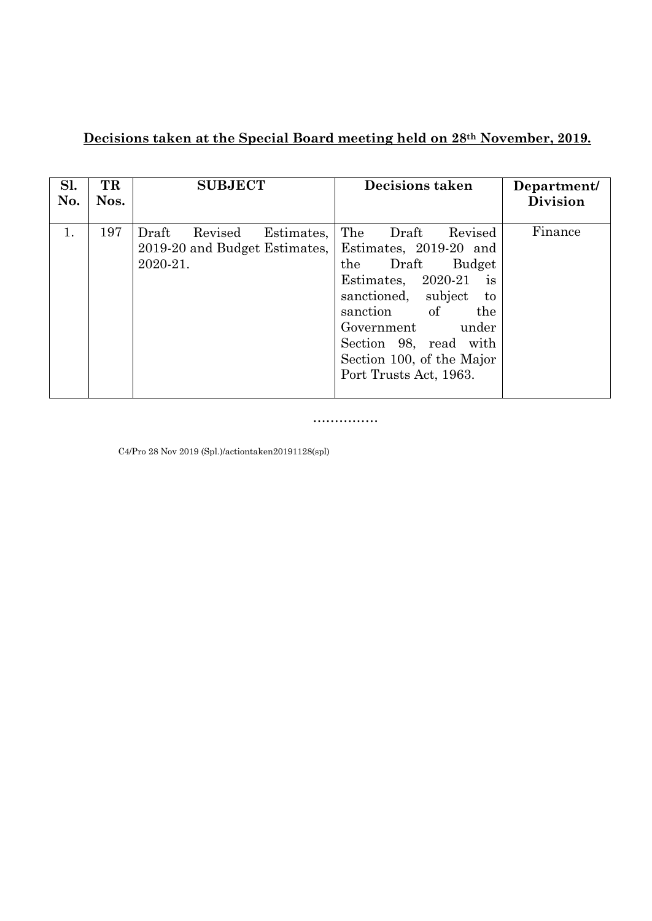**Decisions taken at the Special Board meeting held on 28th November, 2019.**

| Sl. No. | TR Nos. | SUBJECT | Decisions taken | Department/ Division |
|---|---|---|---|---|
| 1. | 197 | Draft Revised Estimates, 2019-20 and Budget Estimates, 2020-21. | The Draft Revised Estimates, 2019-20 and the Draft Budget Estimates, 2020-21 is sanctioned, subject to sanction of the Government under Section 98, read with Section 100, of the Major Port Trusts Act, 1963. | Finance |

……………

C4/Pro 28 Nov 2019 (Spl.)/actiontaken20191128(spl)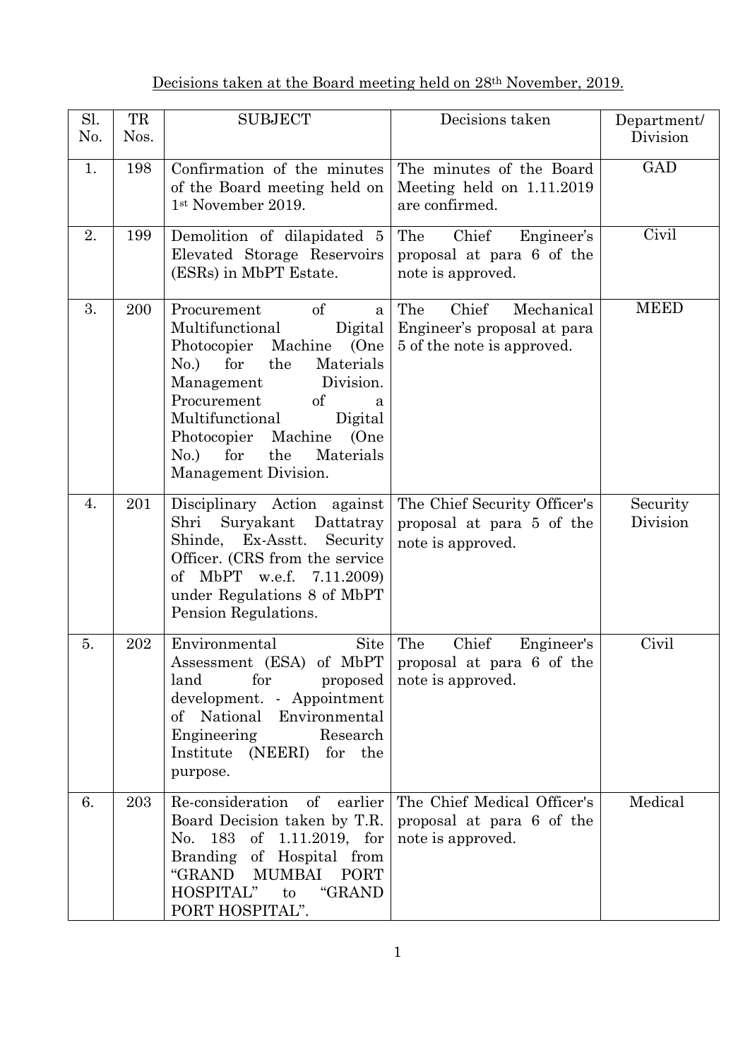Decisions taken at the Board meeting held on 28th November, 2019.

| Sl. No. | TR Nos. | SUBJECT | Decisions taken | Department/ Division |
|---|---|---|---|---|
| 1. | 198 | Confirmation of the minutes of the Board meeting held on 1st November 2019. | The minutes of the Board Meeting held on 1.11.2019 are confirmed. | GAD |
| 2. | 199 | Demolition of dilapidated 5 Elevated Storage Reservoirs (ESRs) in MbPT Estate. | The Chief Engineer's proposal at para 6 of the note is approved. | Civil |
| 3. | 200 | Procurement of a Multifunctional Digital Photocopier Machine (One No.) for the Materials Management Division. Procurement of a Multifunctional Digital Photocopier Machine (One No.) for the Materials Management Division. | The Chief Mechanical Engineer's proposal at para 5 of the note is approved. | MEED |
| 4. | 201 | Disciplinary Action against Shri Suryakant Dattatray Shinde, Ex-Asstt. Security Officer. (CRS from the service of MbPT w.e.f. 7.11.2009) under Regulations 8 of MbPT Pension Regulations. | The Chief Security Officer's proposal at para 5 of the note is approved. | Security Division |
| 5. | 202 | Environmental Site Assessment (ESA) of MbPT land for proposed development. - Appointment of National Environmental Engineering Research Institute (NEERI) for the purpose. | The Chief Engineer's proposal at para 6 of the note is approved. | Civil |
| 6. | 203 | Re-consideration of earlier Board Decision taken by T.R. No. 183 of 1.11.2019, for Branding of Hospital from "GRAND MUMBAI PORT HOSPITAL" to "GRAND PORT HOSPITAL". | The Chief Medical Officer's proposal at para 6 of the note is approved. | Medical |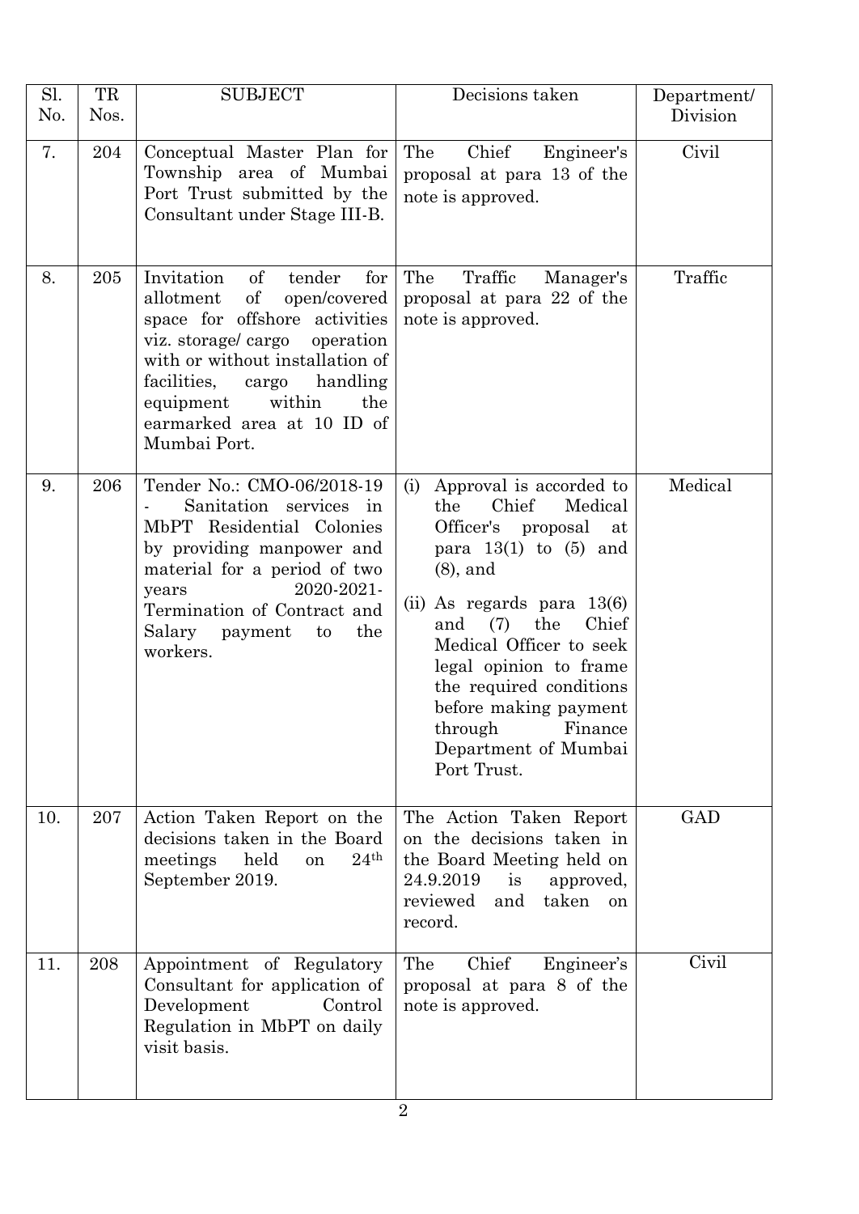| Sl. No. | TR Nos. | SUBJECT | Decisions taken | Department/ Division |
|---|---|---|---|---|
| 7. | 204 | Conceptual Master Plan for Township area of Mumbai Port Trust submitted by the Consultant under Stage III-B. | The Chief Engineer's proposal at para 13 of the note is approved. | Civil |
| 8. | 205 | Invitation of tender for allotment of open/covered space for offshore activities viz. storage/ cargo operation with or without installation of facilities, cargo handling equipment within the earmarked area at 10 ID of Mumbai Port. | The Traffic Manager's proposal at para 22 of the note is approved. | Traffic |
| 9. | 206 | Tender No.: CMO-06/2018-19 - Sanitation services in MbPT Residential Colonies by providing manpower and material for a period of two years 2020-2021- Termination of Contract and Salary payment to the workers. | (i) Approval is accorded to the Chief Medical Officer's proposal at para 13(1) to (5) and (8), and<br>(ii) As regards para 13(6) and (7) the Chief Medical Officer to seek legal opinion to frame the required conditions before making payment through Finance Department of Mumbai Port Trust. | Medical |
| 10. | 207 | Action Taken Report on the decisions taken in the Board meetings held on 24th September 2019. | The Action Taken Report on the decisions taken in the Board Meeting held on 24.9.2019 is approved, reviewed and taken on record. | GAD |
| 11. | 208 | Appointment of Regulatory Consultant for application of Development Control Regulation in MbPT on daily visit basis. | The Chief Engineer's proposal at para 8 of the note is approved. | Civil |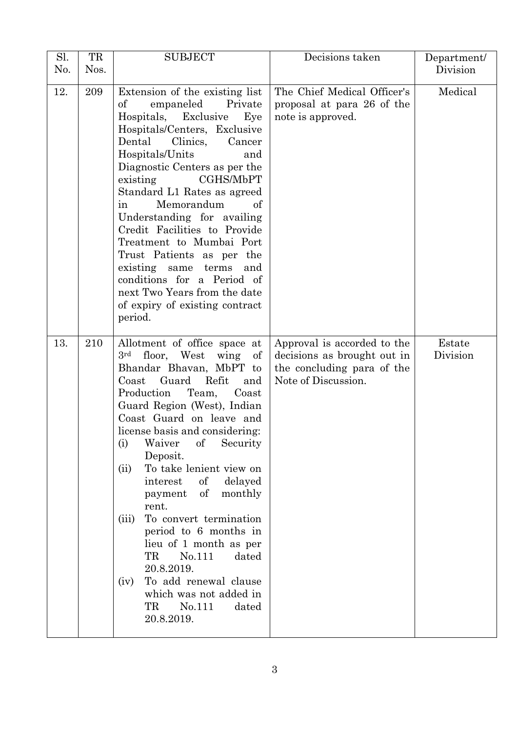| Sl. No. | TR Nos. | SUBJECT | Decisions taken | Department/ Division |
|---|---|---|---|---|
| 12. | 209 | Extension of the existing list of empaneled Private Hospitals, Exclusive Eye Hospitals/Centers, Exclusive Dental Clinics, Cancer Hospitals/Units and Diagnostic Centers as per the existing CGHS/MbPT Standard L1 Rates as agreed in Memorandum of Understanding for availing Credit Facilities to Provide Treatment to Mumbai Port Trust Patients as per the existing same terms and conditions for a Period of next Two Years from the date of expiry of existing contract period. | The Chief Medical Officer's proposal at para 26 of the note is approved. | Medical |
| 13. | 210 | Allotment of office space at 3rd floor, West wing of Bhandar Bhavan, MbPT to Coast Guard Refit and Production Team, Coast Guard Region (West), Indian Coast Guard on leave and license basis and considering:<br>(i) Waiver of Security Deposit.<br>(ii) To take lenient view on interest of delayed payment of monthly rent.<br>(iii) To convert termination period to 6 months in lieu of 1 month as per TR No.111 dated 20.8.2019.<br>(iv) To add renewal clause which was not added in TR No.111 dated 20.8.2019. | Approval is accorded to the decisions as brought out in the concluding para of the Note of Discussion. | Estate Division |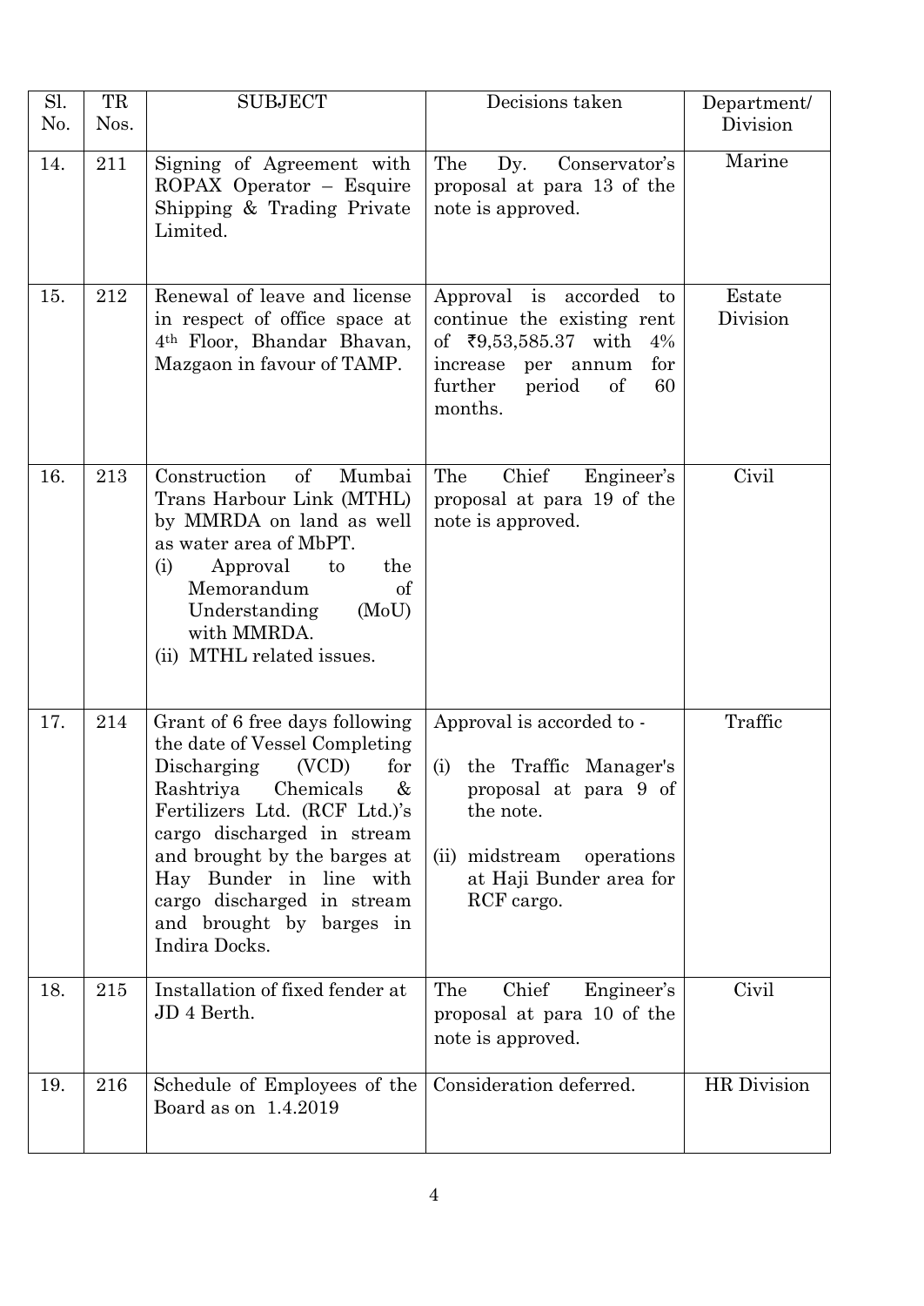| Sl. No. | TR Nos. | SUBJECT | Decisions taken | Department/ Division |
|---|---|---|---|---|
| 14. | 211 | Signing of Agreement with ROPAX Operator – Esquire Shipping & Trading Private Limited. | The Dy. Conservator's proposal at para 13 of the note is approved. | Marine |
| 15. | 212 | Renewal of leave and license in respect of office space at 4th Floor, Bhandar Bhavan, Mazgaon in favour of TAMP. | Approval is accorded to continue the existing rent of ₹9,53,585.37 with 4% increase per annum for further period of 60 months. | Estate Division |
| 16. | 213 | Construction of Mumbai Trans Harbour Link (MTHL) by MMRDA on land as well as water area of MbPT.<br>(i) Approval to the Memorandum of Understanding (MoU) with MMRDA.<br>(ii) MTHL related issues. | The Chief Engineer's proposal at para 19 of the note is approved. | Civil |
| 17. | 214 | Grant of 6 free days following the date of Vessel Completing Discharging (VCD) for Rashtriya Chemicals & Fertilizers Ltd. (RCF Ltd.)'s cargo discharged in stream and brought by the barges at Hay Bunder in line with cargo discharged in stream and brought by barges in Indira Docks. | Approval is accorded to -<br>(i) the Traffic Manager's proposal at para 9 of the note.<br>(ii) midstream operations at Haji Bunder area for RCF cargo. | Traffic |
| 18. | 215 | Installation of fixed fender at JD 4 Berth. | The Chief Engineer's proposal at para 10 of the note is approved. | Civil |
| 19. | 216 | Schedule of Employees of the Board as on 1.4.2019 | Consideration deferred. | HR Division |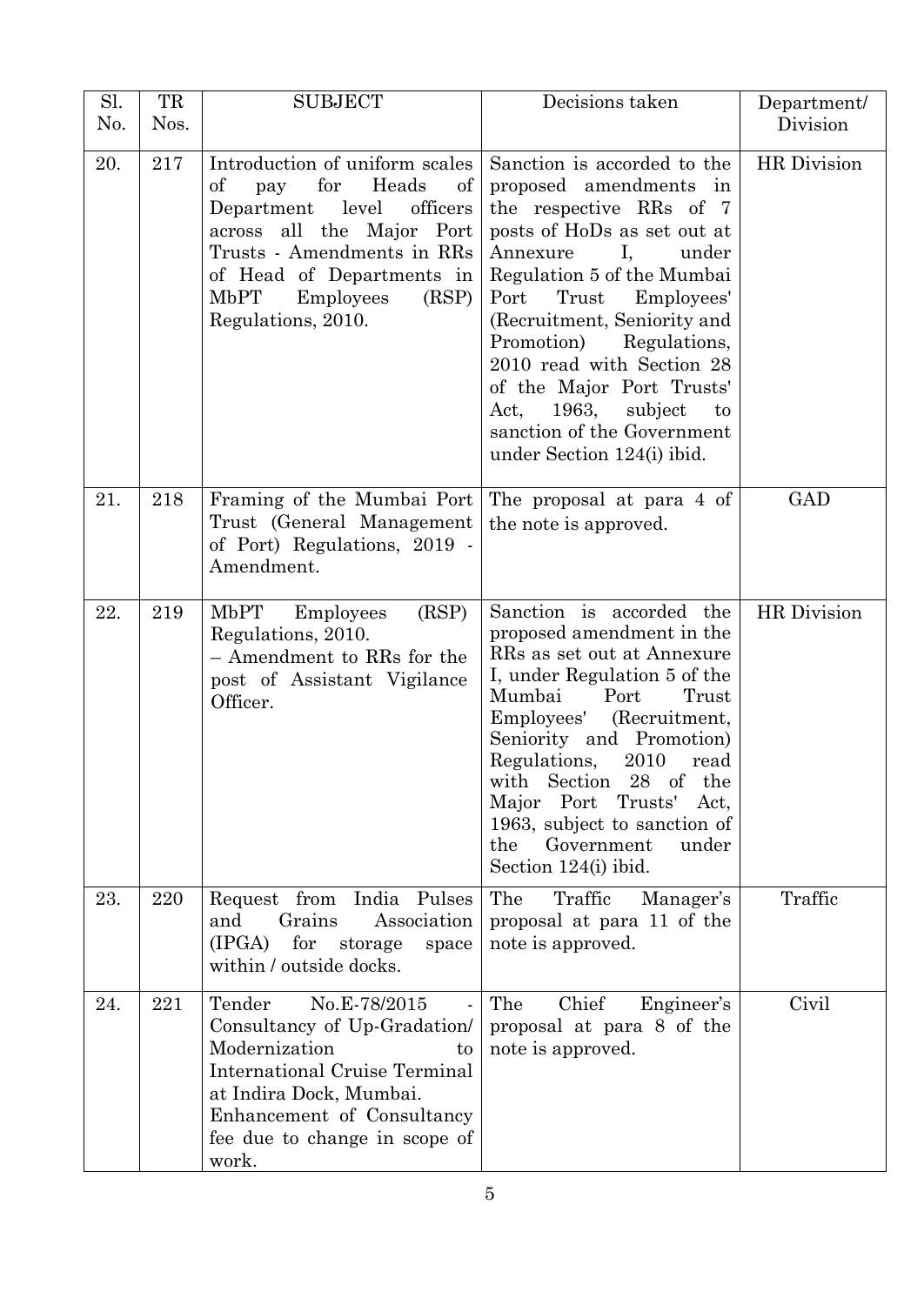| Sl. No. | TR Nos. | SUBJECT | Decisions taken | Department/ Division |
|---|---|---|---|---|
| 20. | 217 | Introduction of uniform scales of pay for Heads of Department level officers across all the Major Port Trusts - Amendments in RRs of Head of Departments in MbPT Employees (RSP) Regulations, 2010. | Sanction is accorded to the proposed amendments in the respective RRs of 7 posts of HoDs as set out at Annexure I, under Regulation 5 of the Mumbai Port Trust Employees' (Recruitment, Seniority and Promotion) Regulations, 2010 read with Section 28 of the Major Port Trusts' Act, 1963, subject to sanction of the Government under Section 124(i) ibid. | HR Division |
| 21. | 218 | Framing of the Mumbai Port Trust (General Management of Port) Regulations, 2019 - Amendment. | The proposal at para 4 of the note is approved. | GAD |
| 22. | 219 | MbPT Employees (RSP) Regulations, 2010. – Amendment to RRs for the post of Assistant Vigilance Officer. | Sanction is accorded the proposed amendment in the RRs as set out at Annexure I, under Regulation 5 of the Mumbai Port Trust Employees' (Recruitment, Seniority and Promotion) Regulations, 2010 read with Section 28 of the Major Port Trusts' Act, 1963, subject to sanction of the Government under Section 124(i) ibid. | HR Division |
| 23. | 220 | Request from India Pulses and Grains Association (IPGA) for storage space within / outside docks. | The Traffic Manager's proposal at para 11 of the note is approved. | Traffic |
| 24. | 221 | Tender No.E-78/2015 - Consultancy of Up-Gradation/ Modernization to International Cruise Terminal at Indira Dock, Mumbai. Enhancement of Consultancy fee due to change in scope of work. | The Chief Engineer's proposal at para 8 of the note is approved. | Civil |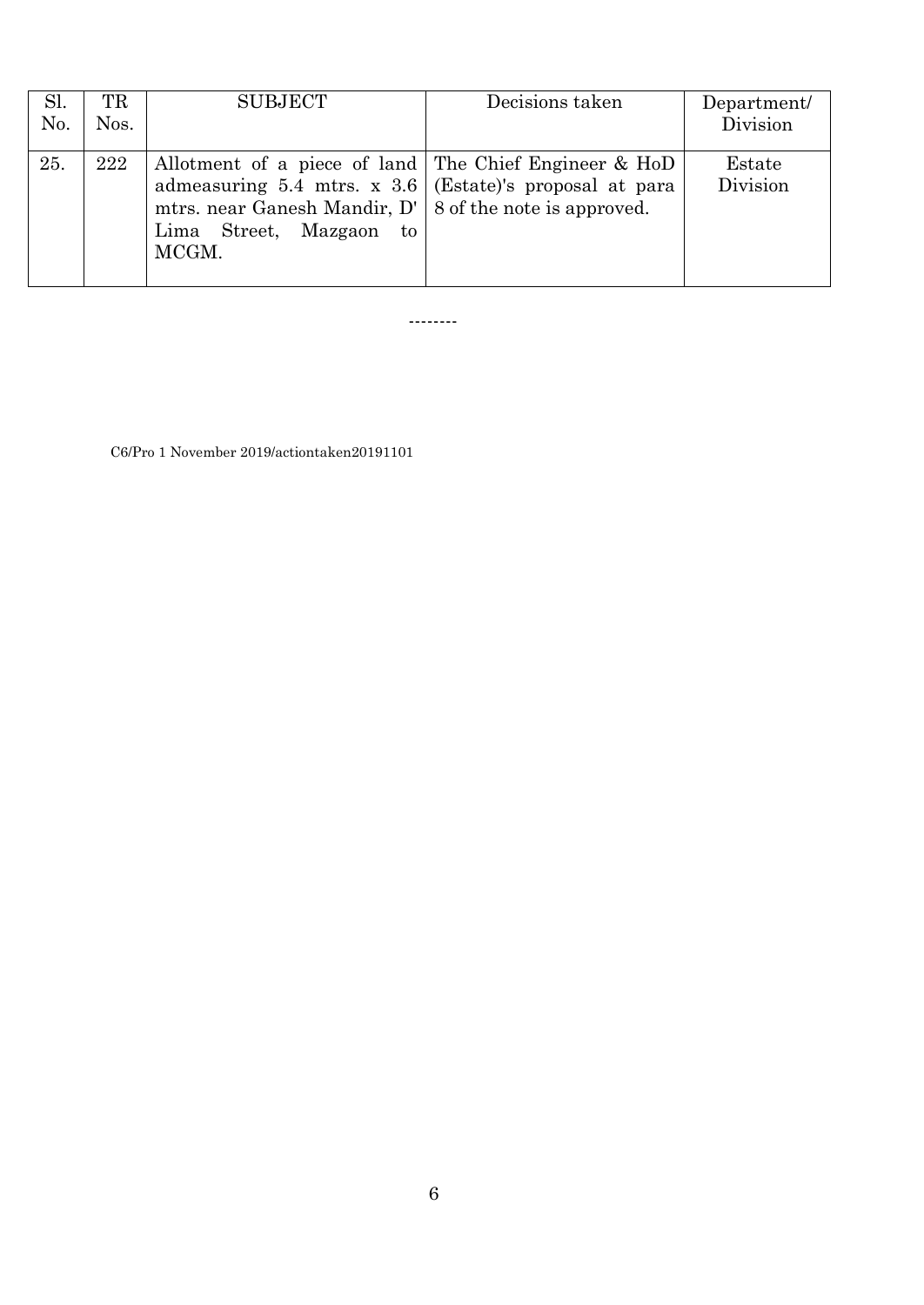| Sl. No. | TR Nos. | SUBJECT | Decisions taken | Department/ Division |
| --- | --- | --- | --- | --- |
| 25. | 222 | Allotment of a piece of land admeasuring 5.4 mtrs. x 3.6 mtrs. near Ganesh Mandir, D' Lima Street, Mazgaon to MCGM. | The Chief Engineer & HoD (Estate)'s proposal at para 8 of the note is approved. | Estate Division |

--------

C6/Pro 1 November 2019/actiontaken20191101